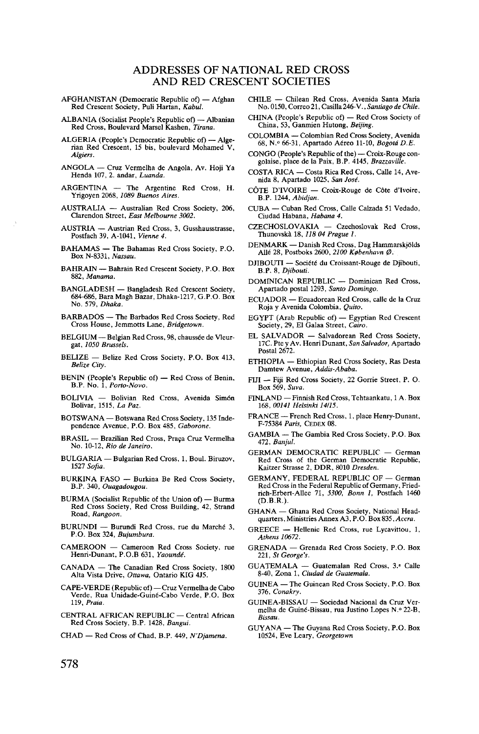# ADDRESSES OF NATIONAL RED CROSS AND RED CRESCENT SOCIETIES

AFGHANISTAN (Democratic Republic of) — Afghan Red Crescent Society, Puli Hartan, *Kabul.*

ALBANIA (Socialist People's Republic of) — Albanian Red Cross, Boulevard Marsel Kashen, *Tirana.*

ALGERIA (People's Democratic Republic of) — Algerian Red Crescent, 15 bis, boulevard Mohamed V, *Algiers.*

ANGOLA — Cruz Vermelha de Angola, Av. Hoji Ya Henda 107, 2. andar, *Luanda.*

ARGENTINA — The Argentine Red Cross, H. Yrigoyen 2068, *1089 Buenos Aires.*

AUSTRALIA — Australian Red Cross Society, 206, Clarendon Street, *East Melbourne 3002.*

AUSTRIA — Austrian Red Cross, 3, Gusshausstrasse, Postfach 39, A-1041, *Vienne 4.*

BAHAMAS — The Bahamas Red Cross Society, P.O. Box N-8331, *Nassau.*

BAHRAIN — Bahrain Red Crescent Society, P.O. Box 882, *Manama.*

BANGLADESH — Bangladesh Red Crescent Society, 684-686, Bara Magh Bazar, Dhaka-1217, G.P.O. Box No. 579, *Dhaka.*

BARBADOS — The Barbados Red Cross Society, Red Cross House, Jemmotts Lane, *Bridgetown.*

BELGIUM — Belgian Red Cross, 98, chaussée de Vleurgat, *1050 Brussels.*

BELIZE — Belize Red Cross Society, P.O. Box 413, *Belize City.*

BENIN (People's Republic of) — Red Cross of Benin, B.P. No. 1, *Porto-Novo.*

BOLIVIA — Bolivian Red Cross, Avenida Simón Bolivar, 1515, *La Paz.*

BOTSWANA — Botswana Red Cross Society, 135 Independence Avenue, P.O. Box 485, *Gaborone.*

BRASIL — Brazilian Red Cross, Praça Cruz Vermelha No. 10-12, *Rio de Janeiro.*

BULGARIA — Bulgarian Red Cross, 1, Boul. Biruzov, *1527 Sofia.*

BURKINA FASO — Burkina Be Red Cross Society, B.P. 340, *Ouagadougou.*

BURMA (Socialist Republic of the Union of) — Burma Red Cross Society, Red Cross Building, 42, Strand Road, *Rangoon.*

BURUNDI — Burundi Red Cross, rue du Marché 3, P.O. Box 324, *Bujumbura.*

CAMEROON — Cameroon Red Cross Society, rue Henri-Dunant, P.O.B 631, *Yaoundé.*

CANADA — The Canadian Red Cross Society, 1800 Alta Vista Drive, *Ottawa,* Ontario KIG 4J5.

CAPE-VERDE (Republic of) — Cruz Vermelha de Cabo Verde, Rua Unidade-Guiné-Cabo Verde, P.O. Box 119, *Praia.*

CENTRAL AFRICAN REPUBLIC — Central African Red Cross Society, B.P. 1428, *Bangui.*

CHAD — Red Cross of Chad, B.P. 449, *N'Djamena.*

CHILE — Chilean Red Cross, Avenida Santa Maria No. 0150, Correo 21, Casilla 246-V., *Santiago de Chile.*

CHINA (People's Republic of) — Red Cross Society of China, 53, Ganmien Hutong, *Beijing.*

COLOMBIA — Colombian Red Cross Society, Avenida 68, N.º 66-31, Apartado Aéreo 11-10, *Bogotá D.E.*

CONGO (People's Republic of the) — Croix-Rouge congolaise, place de la Paix, B.P. 4145, *Brazzaville.*

COSTA RICA — Costa Rica Red Cross, Calle 14, Avenida 8, Apartado 1025, *San José.*

CÔTE D'IVOIRE — Croix-Rouge de Côte d'Ivoire, B.P. 1244, *Abidjan.*

CUBA — Cuban Red Cross, Calle Calzada 51 Vedado, Ciudad Habana, *Habana 4.*

CZECHOSLOVAKIA — Czechoslovak Red Cross, Thunovskà 18, *118 04 Prague 1.*

DENMARK — Danish Red Cross, Dag Hammarskjölds Allé 28, Postboks 2600, *2100 København Ø.*

DJIBOUTI — Société du Croissant-Rouge de Djibouti, B.P. 8, *Djibouti.*

DOMINICAN REPUBLIC — Dominican Red Cross, Apartado postal 1293, *Santo Domingo.*

ECUADOR — Ecuadorean Red Cross, calle de la Cruz Roja y Avenida Colombia, *Quito.*

EGYPT (Arab Republic of) — Egyptian Red Crescent Society, 29, El Galaa Street, *Cairo.*

EL SALVADOR — Salvadorean Red Cross Society, 17C. Pte y Av. Henri Dunant, *San Salvador,* Apartado Postal 2672.

ETHIOPIA — Ethiopian Red Cross Society, Ras Desta Damtew Avenue, *Addis-Ababa.*

FIJI — Fiji Red Cross Society, 22 Gorrie Street, P. O. Box 569, *Suva.*

FINLAND — Finnish Red Cross, Tehtaankatu, 1 A. Box 168, *00141 Helsinki 14/15.*

FRANCE — French Red Cross, 1, place Henry-Dunant, F-75384 *Paris,* CEDEX 08.

GAMBIA — The Gambia Red Cross Society, P.O. Box 472, *Banjul.*

GERMAN DEMOCRATIC REPUBLIC — German Red Cross of the German Democratic Republic, Kaitzer Strasse 2, DDR, 8010 *Dresden.*

GERMANY, FEDERAL REPUBLIC OF — German Red Cross in the Federal Republic of Germany, Friedrich-Erbert-Allee 71, *5300, Bonn 1,* Postfach 1460 (D.B.R.).

GHANA — Ghana Red Cross Society, National Headquarters, Ministries Annex A3, P.O. Box 835, *Accra.*

GREECE — Hellenic Red Cross, rue Lycavittou, 1, *Athens 10672.*

GRENADA — Grenada Red Cross Society, P.O. Box 221, *St George's.*

GUATEMALA — Guatemalan Red Cross, 3.ª Calle 8-40, Zona 1, *Ciudad de Guatemala.*

GUINEA — The Guinean Red Cross Society, P.O. Box 376, *Conakry.*

GUINEA-BISSAU — Sociedad Nacional da Cruz Vermelha de Guiné-Bissau, rua Justino Lopes N.º 22-B, *Bissau.*

GUYANA — The Guyana Red Cross Society, P.O. Box 10524, Eve Leary, *Georgetown*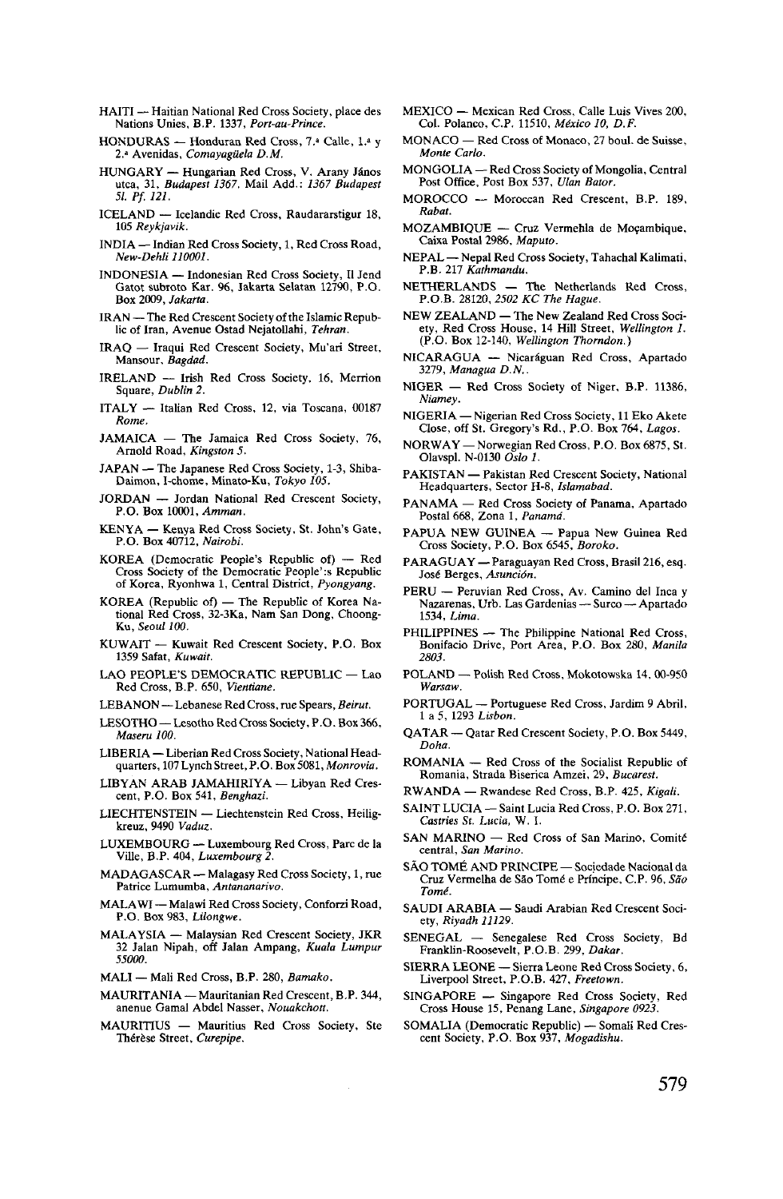HAITI — Haitian National Red Cross Society, place des Nations Unies, B.P. 1337, *Port-au-Prince*.

HONDURAS — Honduran Red Cross, 7.ª Calle, 1.ª y 2.ª Avenidas, *Comayagüela D.M.*

HUNGARY — Hungarian Red Cross, V. Arany János utca, 31, *Budapest 1367*. Mail Add.: *1367 Budapest 5l. Pf. 121.*

ICELAND — Icelandic Red Cross, Raudararstigur 18, 105 *Reykjavik*.

INDIA — Indian Red Cross Society, 1, Red Cross Road, *New-Dehli 110001*.

INDONESIA — Indonesian Red Cross Society, Il Jend Gatot subroto Kar. 96, Jakarta Selatan 12790, P.O. Box 2009, *Jakarta*.

IRAN — The Red Crescent Society of the Islamic Republic of Iran, Avenue Ostad Nejatollahi, *Tehran*.

IRAQ — Iraqui Red Crescent Society, Mu'ari Street, Mansour, *Bagdad*.

IRELAND — Irish Red Cross Society, 16, Merrion Square, *Dublin 2*.

ITALY — Italian Red Cross, 12, via Toscana, 00187 *Rome*.

JAMAICA — The Jamaica Red Cross Society, 76, Arnold Road, *Kingston 5*.

JAPAN — The Japanese Red Cross Society, 1-3, Shiba-Daimon, l-chome, Minato-Ku, *Tokyo 105*.

JORDAN — Jordan National Red Crescent Society, P.O. Box 10001, *Amman*.

KENYA — Kenya Red Cross Society, St. John's Gate, P.O. Box 40712, *Nairobi*.

KOREA (Democratic People's Republic of) — Red Cross Society of the Democratic People':s Republic of Korea, Ryonhwa 1, Central District, *Pyongyang*.

KOREA (Republic of) — The Republic of Korea National Red Cross, 32-3Ka, Nam San Dong, Choong-Ku, *Seoul 100*.

KUWAIT — Kuwait Red Crescent Society, P.O. Box 1359 Safat, *Kuwait*.

LAO PEOPLE'S DEMOCRATIC REPUBLIC — Lao Red Cross, B.P. 650, *Vientiane*.

LEBANON — Lebanese Red Cross, rue Spears, *Beirut*.

LESOTHO — Lesotho Red Cross Society, P.O. Box 366, *Maseru 100*.

LIBERIA — Liberian Red Cross Society, National Headquarters, 107 Lynch Street, P.O. Box 5081, *Monrovia*.

LIBYAN ARAB JAMAHIRIYA — Libyan Red Crescent, P.O. Box 541, *Benghazi*.

LIECHTENSTEIN — Liechtenstein Red Cross, Heiligkreuz, 9490 *Vaduz*.

LUXEMBOURG — Luxembourg Red Cross, Parc de la Ville, B.P. 404, *Luxembourg 2*.

MADAGASCAR — Malagasy Red Cross Society, 1, rue Patrice Lumumba, *Antananarivo*.

MALAWI — Malawi Red Cross Society, Conforzi Road, P.O. Box 983, *Lilongwe*.

MALAYSIA — Malaysian Red Crescent Society, JKR 32 Jalan Nipah, off Jalan Ampang, *Kuala Lumpur 55000*.

MALI — Mali Red Cross, B.P. 280, *Bamako*.

MAURITANIA — Mauritanian Red Crescent, B.P. 344, anenue Gamal Abdel Nasser, *Nouakchott*.

MAURITIUS — Mauritius Red Cross Society, Ste Thérèse Street, *Curepipe*.

MEXICO — Mexican Red Cross, Calle Luis Vives 200, Col. Polanco, C.P. 11510, *México 10, D.F.*

MONACO — Red Cross of Monaco, 27 boul. de Suisse, *Monte Carlo*.

MONGOLIA — Red Cross Society of Mongolia, Central Post Office, Post Box 537, *Ulan Bator*.

MOROCCO — Moroccan Red Crescent, B.P. 189, *Rabat*.

MOZAMBIQUE — Cruz Vermehla de Moçambique, Caixa Postal 2986, *Maputo*.

NEPAL — Nepal Red Cross Society, Tahachal Kalimati, P.B. 217 *Kathmandu*.

NETHERLANDS — The Netherlands Red Cross, P.O.B. 28120, *2502 KC The Hague*.

NEW ZEALAND — The New Zealand Red Cross Society, Red Cross House, 14 Hill Street, *Wellington 1*. (P.O. Box 12-140, *Wellington Thorndon*.)

NICARAGUA — Nicaráguan Red Cross, Apartado 3279, *Managua D.N.*.

NIGER — Red Cross Society of Niger, B.P. 11386, *Niamey*.

NIGERIA — Nigerian Red Cross Society, 11 Eko Akete Close, off St. Gregory's Rd., P.O. Box 764, *Lagos*.

NORWAY — Norwegian Red Cross, P.O. Box 6875, St. Olavspl. N-0130 *Oslo 1*.

PAKISTAN — Pakistan Red Crescent Society, National Headquarters, Sector H-8, *Islamabad*.

PANAMA — Red Cross Society of Panama, Apartado Postal 668, Zona 1, *Panamá*.

PAPUA NEW GUINEA — Papua New Guinea Red Cross Society, P.O. Box 6545, *Boroko*.

PARAGUAY — Paraguayan Red Cross, Brasil 216, esq. José Berges, *Asunción*.

PERU — Peruvian Red Cross, Av. Camino del Inca y Nazarenas, Urb. Las Gardenias — Surco — Apartado 1534, *Lima*.

PHILIPPINES — The Philippine National Red Cross, Bonifacio Drive, Port Area, P.O. Box 280, *Manila 2803*.

POLAND — Polish Red Cross, Mokotowska 14, 00-950 *Warsaw*.

PORTUGAL — Portuguese Red Cross, Jardim 9 Abril, 1 a 5, 1293 *Lisbon*.

QATAR — Qatar Red Crescent Society, P.O. Box 5449, *Doha*.

ROMANIA — Red Cross of the Socialist Republic of Romania, Strada Biserica Amzei, 29, *Bucarest*.

RWANDA — Rwandese Red Cross, B.P. 425, *Kigali*.

SAINT LUCIA — Saint Lucia Red Cross, P.O. Box 271, *Castries St. Lucia*, W. I.

SAN MARINO — Red Cross of San Marino, Comité central, *San Marino*.

SÃO TOMÉ AND PRINCIPE — Sociedade Nacional da Cruz Vermelha de São Tomé e Príncipe, C.P. 96, *São Tomé*.

SAUDI ARABIA — Saudi Arabian Red Crescent Society, *Riyadh 11129*.

SENEGAL — Senegalese Red Cross Society, Bd Franklin-Roosevelt, P.O.B. 299, *Dakar*.

SIERRA LEONE — Sierra Leone Red Cross Society, 6, Liverpool Street, P.O.B. 427, *Freetown*.

SINGAPORE — Singapore Red Cross Society, Red Cross House 15, Penang Lane, *Singapore 0923*.

SOMALIA (Democratic Republic) — Somali Red Crescent Society, P.O. Box 937, *Mogadishu*.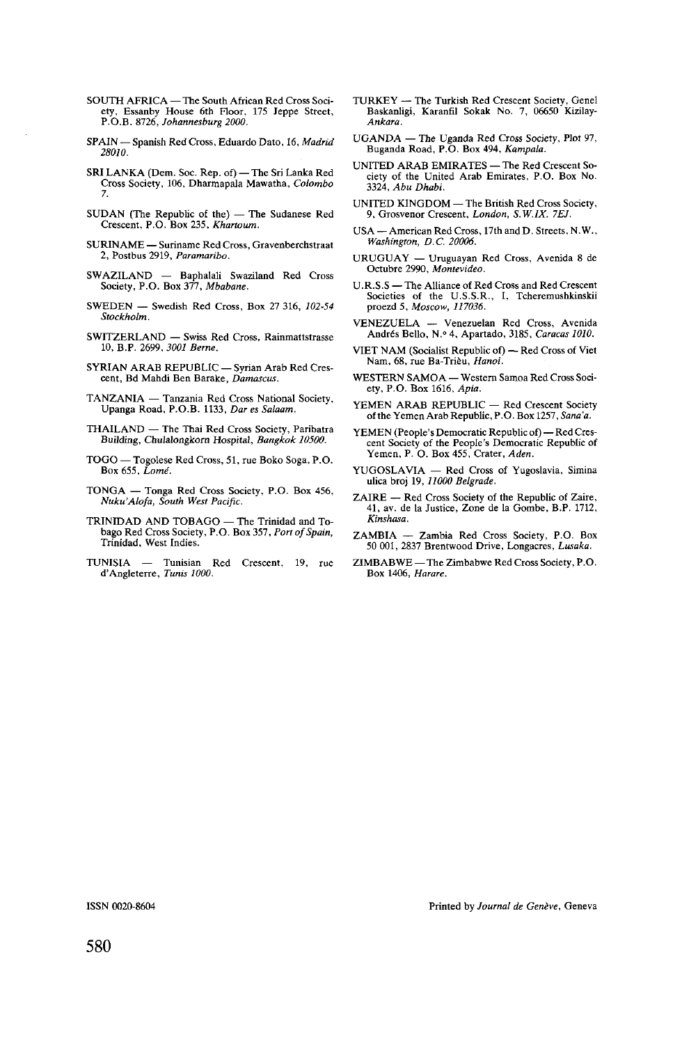SOUTH AFRICA — The South African Red Cross Society, Essanby House 6th Floor, 175 Jeppe Street, P.O.B. 8726, *Johannesburg 2000*.

SPAIN — Spanish Red Cross, Eduardo Dato, 16, *Madrid 28010*.

SRI LANKA (Dem. Soc. Rep. of) — The Sri Lanka Red Cross Society, 106, Dharmapala Mawatha, *Colombo 7*.

SUDAN (The Republic of the) — The Sudanese Red Crescent, P.O. Box 235, *Khartoum*.

SURINAME — Suriname Red Cross, Gravenberchstraat 2, Postbus 2919, *Paramaribo*.

SWAZILAND — Baphalali Swaziland Red Cross Society, P.O. Box 377, *Mbabane*.

SWEDEN — Swedish Red Cross, Box 27 316, *102-54 Stockholm*.

SWITZERLAND — Swiss Red Cross, Rainmattstrasse 10, B.P. 2699, *3001 Berne*.

SYRIAN ARAB REPUBLIC — Syrian Arab Red Crescent, Bd Mahdi Ben Barake, *Damascus*.

TANZANIA — Tanzania Red Cross National Society, Upanga Road, P.O.B. 1133, *Dar es Salaam*.

THAILAND — The Thai Red Cross Society, Paribatra Building, Chulalongkorn Hospital, *Bangkok 10500*.

TOGO — Togolese Red Cross, 51, rue Boko Soga, P.O. Box 655, *Lomé*.

TONGA — Tonga Red Cross Society, P.O. Box 456, *Nuku'Alofa, South West Pacific*.

TRINIDAD AND TOBAGO — The Trinidad and Tobago Red Cross Society, P.O. Box 357, *Port of Spain*, Trinidad, West Indies.

TUNISIA — Tunisian Red Crescent, 19, rue d'Angleterre, *Tunis 1000*.

TURKEY — The Turkish Red Crescent Society, Genel Baskanligi, Karanfil Sokak No. 7, 06650 Kizilay-*Ankara*.

UGANDA — The Uganda Red Cross Society, Plot 97, Buganda Road, P.O. Box 494, *Kampala*.

UNITED ARAB EMIRATES — The Red Crescent Society of the United Arab Emirates, P.O. Box No. 3324, *Abu Dhabi*.

UNITED KINGDOM — The British Red Cross Society, 9, Grosvenor Crescent, *London, S.W.1X. 7EJ*.

USA — American Red Cross, 17th and D. Streets, N.W., *Washington, D.C. 20006*.

URUGUAY — Uruguayan Red Cross, Avenida 8 de Octubre 2990, *Montevideo*.

U.R.S.S — The Alliance of Red Cross and Red Crescent Societies of the U.S.S.R., I, Tcheremushkinskii proezd 5, *Moscow, 117036*.

VENEZUELA — Venezuelan Red Cross, Avenida Andrés Bello, N.° 4, Apartado, 3185, *Caracas 1010*.

VIET NAM (Socialist Republic of) — Red Cross of Viet Nam, 68, rue Ba-Triêu, *Hanoi*.

WESTERN SAMOA — Western Samoa Red Cross Society, P.O. Box 1616, *Apia*.

YEMEN ARAB REPUBLIC — Red Crescent Society of the Yemen Arab Republic, P.O. Box 1257, *Sana'a*.

YEMEN (People's Democratic Republic of) — Red Crescent Society of the People's Democratic Republic of Yemen, P. O. Box 455, Crater, *Aden*.

YUGOSLAVIA — Red Cross of Yugoslavia, Simina ulica broj 19, *11000 Belgrade*.

ZAIRE — Red Cross Society of the Republic of Zaire, 41, av. de la Justice, Zone de la Gombe, B.P. 1712, *Kinshasa*.

ZAMBIA — Zambia Red Cross Society, P.O. Box 50 001, 2837 Brentwood Drive, Longacres, *Lusaka*.

ZIMBABWE — The Zimbabwe Red Cross Society, P.O. Box 1406, *Harare*.

ISSN 0020-8604

Printed by *Journal de Genève*, Geneva